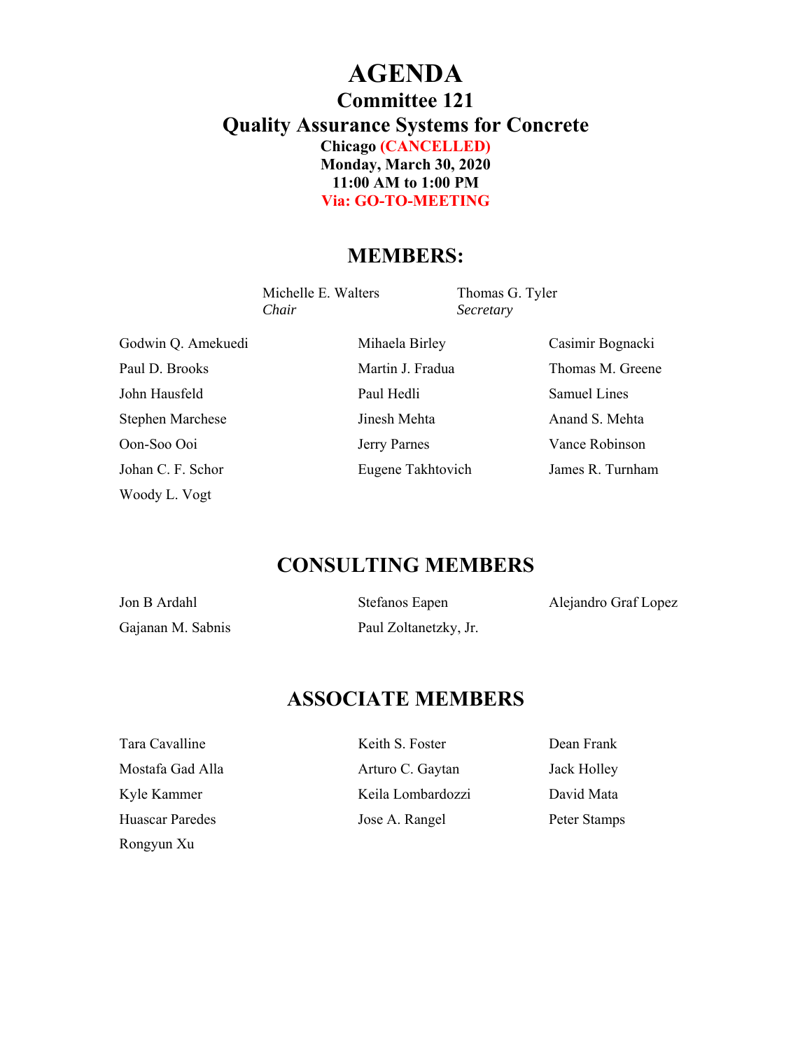# AGENDA

## Committee 121

## Quality Assurance Systems for Concrete

**Chicago (CANCELLED)**
**Monday, March 30, 2020**
**11:00 AM to 1:00 PM**
**Via: GO-TO-MEETING**

## MEMBERS:

Michelle E. Walters
*Chair*

Thomas G. Tyler
*Secretary*

Godwin Q. Amekuedi
Mihaela Birley
Casimir Bognacki
Paul D. Brooks
Martin J. Fradua
Thomas M. Greene
John Hausfeld
Paul Hedli
Samuel Lines
Stephen Marchese
Jinesh Mehta
Anand S. Mehta
Oon-Soo Ooi
Jerry Parnes
Vance Robinson
Johan C. F. Schor
Eugene Takhtovich
James R. Turnham
Woody L. Vogt

## CONSULTING MEMBERS

Jon B Ardahl
Stefanos Eapen
Alejandro Graf Lopez
Gajanan M. Sabnis
Paul Zoltanetzky, Jr.

## ASSOCIATE MEMBERS

Tara Cavalline
Keith S. Foster
Dean Frank
Mostafa Gad Alla
Arturo C. Gaytan
Jack Holley
Kyle Kammer
Keila Lombardozzi
David Mata
Huascar Paredes
Jose A. Rangel
Peter Stamps
Rongyun Xu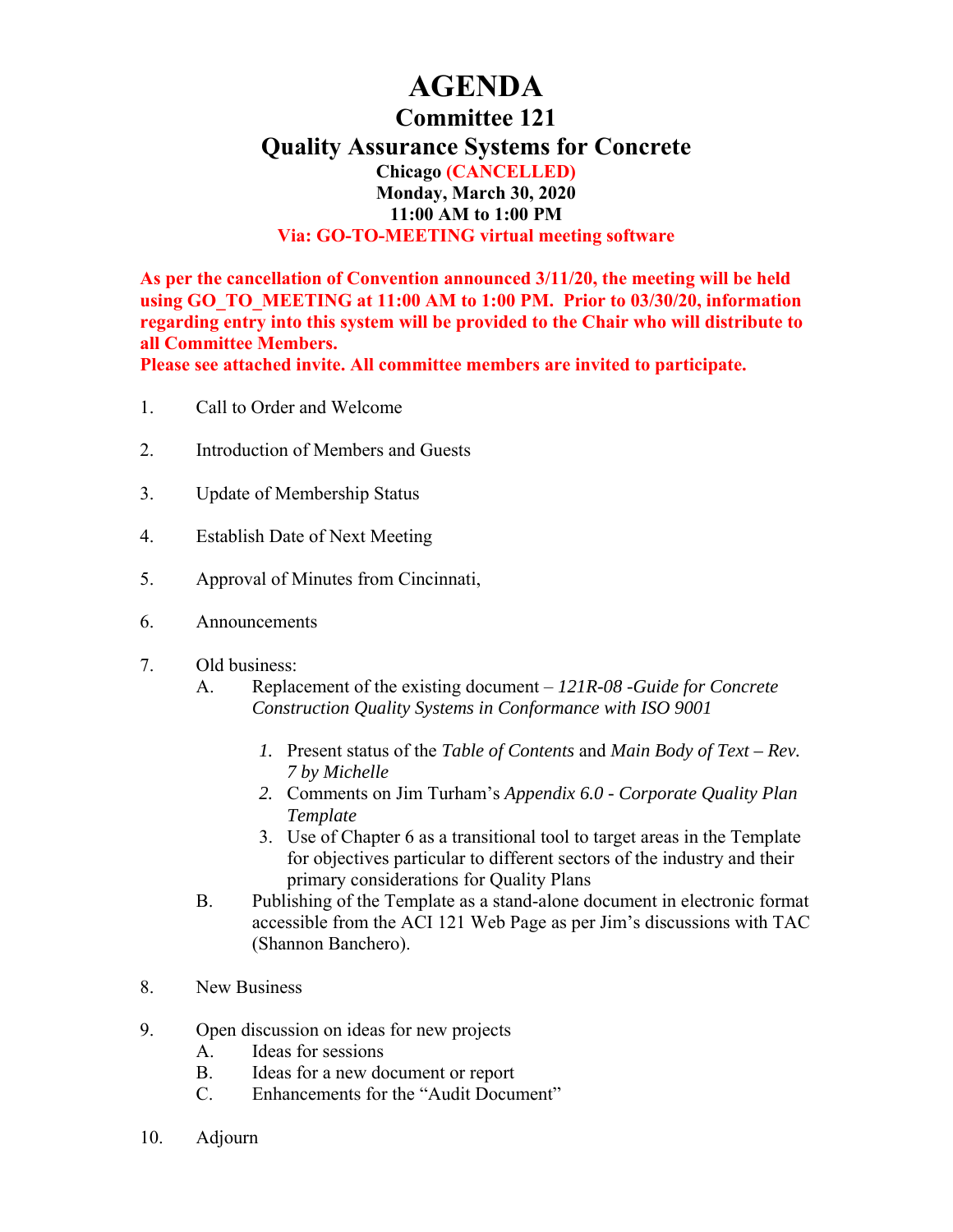# AGENDA

## Committee 121

## Quality Assurance Systems for Concrete

**Chicago (CANCELLED)**
**Monday, March 30, 2020**
**11:00 AM to 1:00 PM**
**Via: GO-TO-MEETING virtual meeting software**

**As per the cancellation of Convention announced 3/11/20, the meeting will be held using GO_TO_MEETING at 11:00 AM to 1:00 PM. Prior to 03/30/20, information regarding entry into this system will be provided to the Chair who will distribute to all Committee Members.**
**Please see attached invite. All committee members are invited to participate.**

1. Call to Order and Welcome

2. Introduction of Members and Guests

3. Update of Membership Status

4. Establish Date of Next Meeting

5. Approval of Minutes from Cincinnati,

6. Announcements

7. Old business:
   - A. Replacement of the existing document – *121R-08 -Guide for Concrete Construction Quality Systems in Conformance with ISO 9001*
     1. Present status of the *Table of Contents* and *Main Body of Text – Rev. 7 by Michelle*
     2. Comments on Jim Turham's *Appendix 6.0 - Corporate Quality Plan Template*
     3. Use of Chapter 6 as a transitional tool to target areas in the Template for objectives particular to different sectors of the industry and their primary considerations for Quality Plans
   - B. Publishing of the Template as a stand-alone document in electronic format accessible from the ACI 121 Web Page as per Jim's discussions with TAC (Shannon Banchero).

8. New Business

9. Open discussion on ideas for new projects
   - A. Ideas for sessions
   - B. Ideas for a new document or report
   - C. Enhancements for the "Audit Document"

10. Adjourn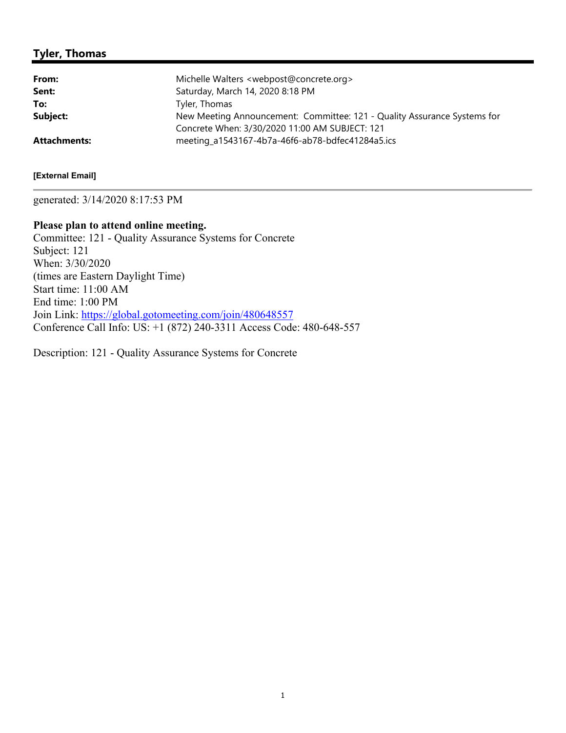## Tyler, Thomas

| | |
|---|---|
| **From:** | Michelle Walters <webpost@concrete.org> |
| **Sent:** | Saturday, March 14, 2020 8:18 PM |
| **To:** | Tyler, Thomas |
| **Subject:** | New Meeting Announcement: Committee: 121 - Quality Assurance Systems for Concrete When: 3/30/2020 11:00 AM SUBJECT: 121 |
| **Attachments:** | meeting_a1543167-4b7a-46f6-ab78-bdfec41284a5.ics |

**[External Email]**

generated: 3/14/2020 8:17:53 PM

**Please plan to attend online meeting.**
Committee: 121 - Quality Assurance Systems for Concrete
Subject: 121
When: 3/30/2020
(times are Eastern Daylight Time)
Start time: 11:00 AM
End time: 1:00 PM
Join Link: https://global.gotomeeting.com/join/480648557
Conference Call Info: US: +1 (872) 240-3311 Access Code: 480-648-557

Description: 121 - Quality Assurance Systems for Concrete